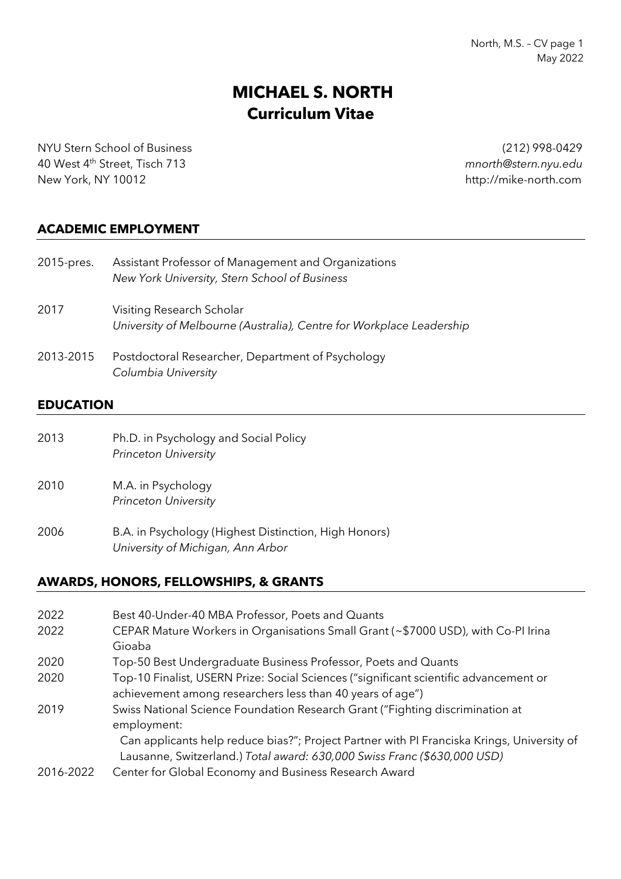# MICHAEL S. NORTH
## Curriculum Vitae

NYU Stern School of Business
40 West 4th Street, Tisch 713
New York, NY 10012

(212) 998-0429
*mnorth@stern.nyu.edu*
http://mike-north.com

## ACADEMIC EMPLOYMENT

2015-pres. Assistant Professor of Management and Organizations
*New York University, Stern School of Business*

2017 Visiting Research Scholar
*University of Melbourne (Australia), Centre for Workplace Leadership*

2013-2015 Postdoctoral Researcher, Department of Psychology
*Columbia University*

## EDUCATION

2013 Ph.D. in Psychology and Social Policy
*Princeton University*

2010 M.A. in Psychology
*Princeton University*

2006 B.A. in Psychology (Highest Distinction, High Honors)
*University of Michigan, Ann Arbor*

## AWARDS, HONORS, FELLOWSHIPS, & GRANTS

2022 Best 40-Under-40 MBA Professor, Poets and Quants

2022 CEPAR Mature Workers in Organisations Small Grant (~$7000 USD), with Co-PI Irina Gioaba

2020 Top-50 Best Undergraduate Business Professor, Poets and Quants

2020 Top-10 Finalist, USERN Prize: Social Sciences ("significant scientific advancement or achievement among researchers less than 40 years of age")

2019 Swiss National Science Foundation Research Grant ("Fighting discrimination at employment:
Can applicants help reduce bias?"; Project Partner with PI Franciska Krings, University of Lausanne, Switzerland.) *Total award: 630,000 Swiss Franc ($630,000 USD)*

2016-2022 Center for Global Economy and Business Research Award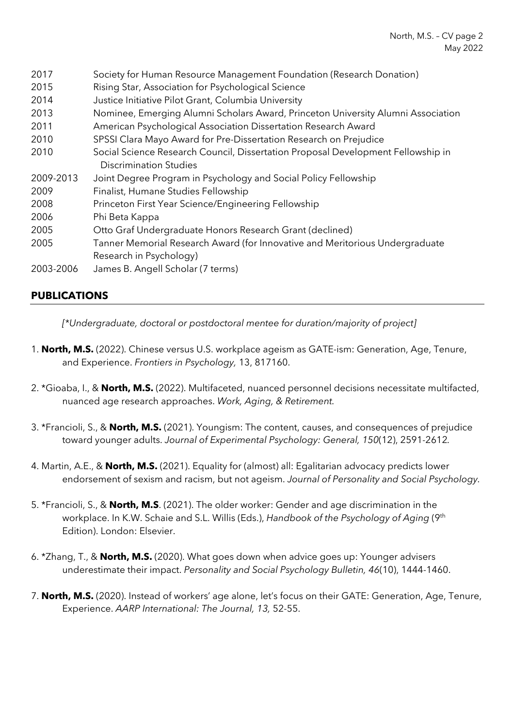| | |
|---|---|
| 2017 | Society for Human Resource Management Foundation (Research Donation) |
| 2015 | Rising Star, Association for Psychological Science |
| 2014 | Justice Initiative Pilot Grant, Columbia University |
| 2013 | Nominee, Emerging Alumni Scholars Award, Princeton University Alumni Association |
| 2011 | American Psychological Association Dissertation Research Award |
| 2010 | SPSSI Clara Mayo Award for Pre-Dissertation Research on Prejudice |
| 2010 | Social Science Research Council, Dissertation Proposal Development Fellowship in Discrimination Studies |
| 2009-2013 | Joint Degree Program in Psychology and Social Policy Fellowship |
| 2009 | Finalist, Humane Studies Fellowship |
| 2008 | Princeton First Year Science/Engineering Fellowship |
| 2006 | Phi Beta Kappa |
| 2005 | Otto Graf Undergraduate Honors Research Grant (declined) |
| 2005 | Tanner Memorial Research Award (for Innovative and Meritorious Undergraduate Research in Psychology) |
| 2003-2006 | James B. Angell Scholar (7 terms) |

## PUBLICATIONS

*[*Undergraduate, doctoral or postdoctoral mentee for duration/majority of project]*

1. **North, M.S.** (2022). Chinese versus U.S. workplace ageism as GATE-ism: Generation, Age, Tenure, and Experience. *Frontiers in Psychology,* 13, 817160.

2. *Gioaba, I., & **North, M.S.** (2022). Multifaceted, nuanced personnel decisions necessitate multifacted, nuanced age research approaches. *Work, Aging, & Retirement*.

3. *Francioli, S., & **North, M.S.** (2021). Youngism: The content, causes, and consequences of prejudice toward younger adults. *Journal of Experimental Psychology: General, 150*(12), 2591-2612.

4. Martin, A.E., & **North, M.S.** (2021). Equality for (almost) all: Egalitarian advocacy predicts lower endorsement of sexism and racism, but not ageism. *Journal of Personality and Social Psychology.*

5. *Francioli, S., & **North, M.S**. (2021). The older worker: Gender and age discrimination in the workplace. In K.W. Schaie and S.L. Willis (Eds.), *Handbook of the Psychology of Aging* (9th Edition). London: Elsevier.

6. *Zhang, T., & **North, M.S.** (2020). What goes down when advice goes up: Younger advisers underestimate their impact. *Personality and Social Psychology Bulletin, 46*(10), 1444-1460.

7. **North, M.S.** (2020). Instead of workers' age alone, let's focus on their GATE: Generation, Age, Tenure, Experience. *AARP International: The Journal, 13,* 52-55.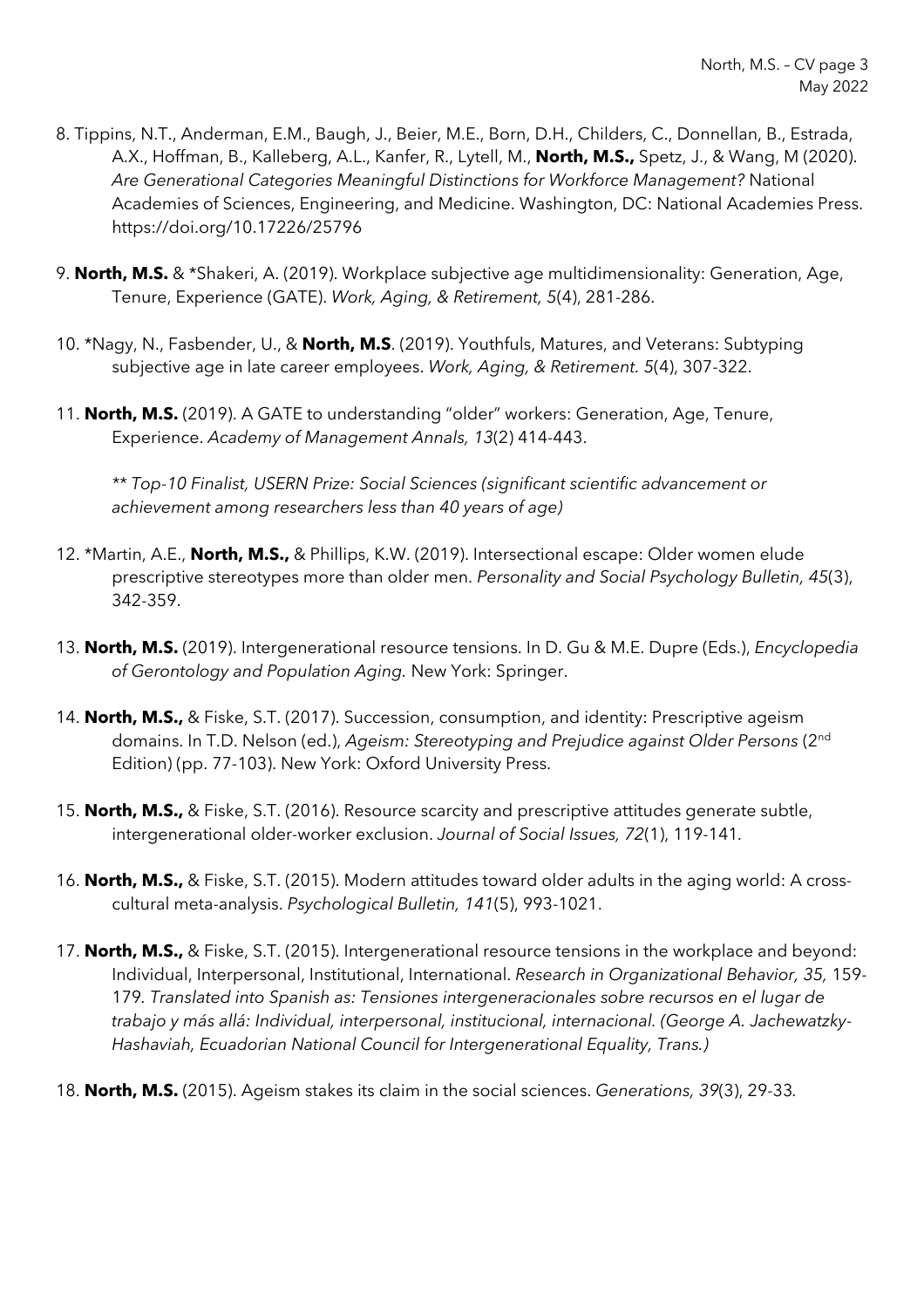8. Tippins, N.T., Anderman, E.M., Baugh, J., Beier, M.E., Born, D.H., Childers, C., Donnellan, B., Estrada, A.X., Hoffman, B., Kalleberg, A.L., Kanfer, R., Lytell, M., **North, M.S.,** Spetz, J., & Wang, M (2020). *Are Generational Categories Meaningful Distinctions for Workforce Management?* National Academies of Sciences, Engineering, and Medicine. Washington, DC: National Academies Press. https://doi.org/10.17226/25796

9. **North, M.S.** & *Shakeri, A. (2019). Workplace subjective age multidimensionality: Generation, Age, Tenure, Experience (GATE). *Work, Aging, & Retirement, 5*(4), 281-286.

10. *Nagy, N., Fasbender, U., & **North, M.S**. (2019). Youthfuls, Matures, and Veterans: Subtyping subjective age in late career employees. *Work, Aging, & Retirement. 5*(4), 307-322.

11. **North, M.S.** (2019). A GATE to understanding "older" workers: Generation, Age, Tenure, Experience. *Academy of Management Annals, 13*(2) 414-443.

    *** Top-10 Finalist, USERN Prize: Social Sciences (significant scientific advancement or achievement among researchers less than 40 years of age)*

12. *Martin, A.E., **North, M.S.,** & Phillips, K.W. (2019). Intersectional escape: Older women elude prescriptive stereotypes more than older men. *Personality and Social Psychology Bulletin, 45*(3), 342-359.

13. **North, M.S.** (2019). Intergenerational resource tensions. In D. Gu & M.E. Dupre (Eds.), *Encyclopedia of Gerontology and Population Aging.* New York: Springer.

14. **North, M.S.,** & Fiske, S.T. (2017). Succession, consumption, and identity: Prescriptive ageism domains. In T.D. Nelson (ed.), *Ageism: Stereotyping and Prejudice against Older Persons* (2nd Edition) (pp. 77-103). New York: Oxford University Press.

15. **North, M.S.,** & Fiske, S.T. (2016). Resource scarcity and prescriptive attitudes generate subtle, intergenerational older-worker exclusion. *Journal of Social Issues, 72*(1), 119-141.

16. **North, M.S.,** & Fiske, S.T. (2015). Modern attitudes toward older adults in the aging world: A cross-cultural meta-analysis. *Psychological Bulletin, 141*(5), 993-1021.

17. **North, M.S.,** & Fiske, S.T. (2015). Intergenerational resource tensions in the workplace and beyond: Individual, Interpersonal, Institutional, International. *Research in Organizational Behavior, 35,* 159-179. *Translated into Spanish as: Tensiones intergeneracionales sobre recursos en el lugar de trabajo y más allá: Individual, interpersonal, institucional, internacional. (George A. Jachewatzky-Hashaviah, Ecuadorian National Council for Intergenerational Equality, Trans.)*

18. **North, M.S.** (2015). Ageism stakes its claim in the social sciences. *Generations, 39*(3), 29-33.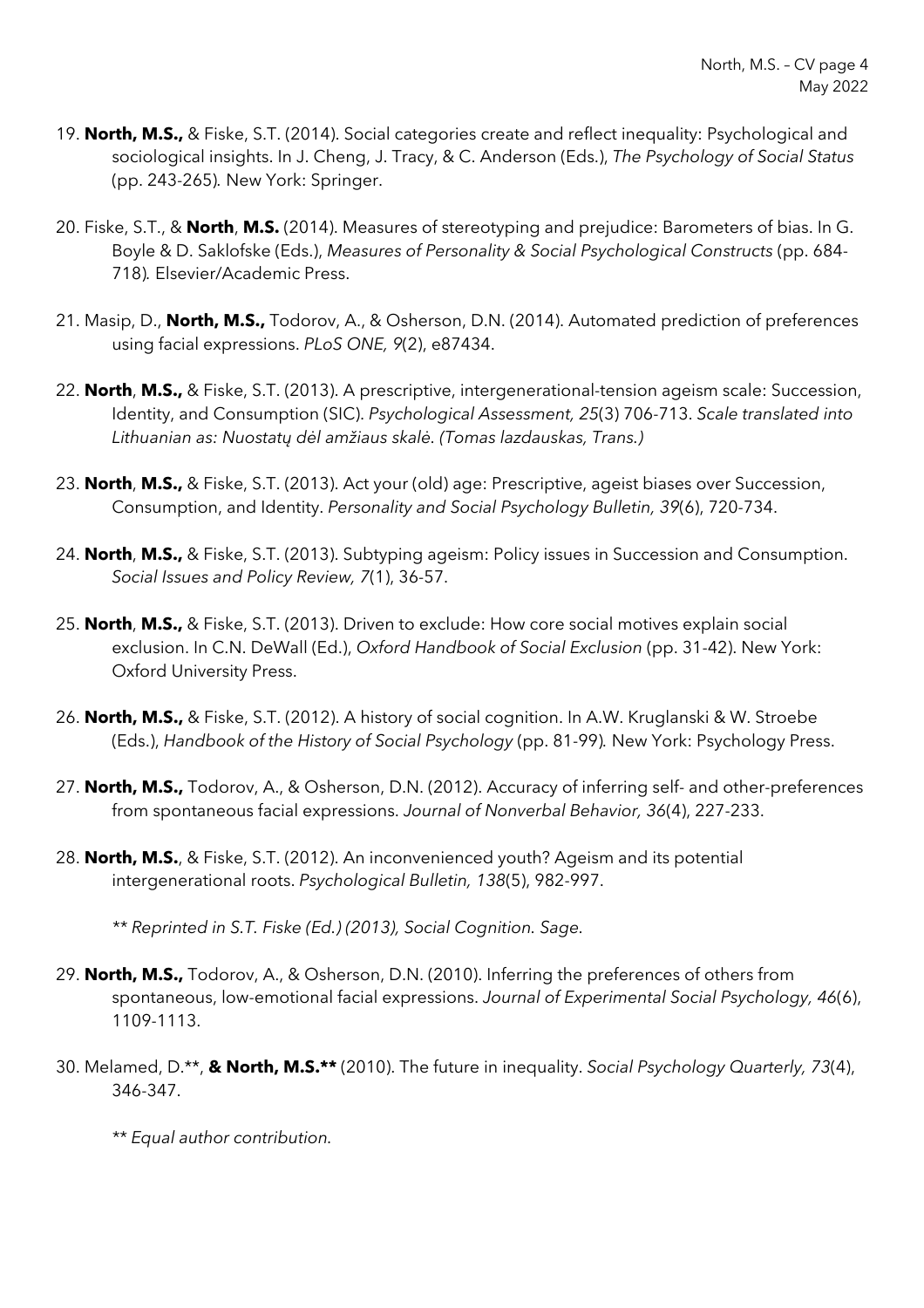19. **North, M.S.,** & Fiske, S.T. (2014). Social categories create and reflect inequality: Psychological and sociological insights. In J. Cheng, J. Tracy, & C. Anderson (Eds.), *The Psychology of Social Status* (pp. 243-265). New York: Springer.

20. Fiske, S.T., & **North**, **M.S.** (2014). Measures of stereotyping and prejudice: Barometers of bias. In G. Boyle & D. Saklofske (Eds.), *Measures of Personality & Social Psychological Constructs* (pp. 684-718). Elsevier/Academic Press.

21. Masip, D., **North, M.S.,** Todorov, A., & Osherson, D.N. (2014). Automated prediction of preferences using facial expressions. *PLoS ONE, 9*(2), e87434.

22. **North**, **M.S.,** & Fiske, S.T. (2013). A prescriptive, intergenerational-tension ageism scale: Succession, Identity, and Consumption (SIC). *Psychological Assessment, 25*(3) 706-713. *Scale translated into Lithuanian as: Nuostatų dėl amžiaus skalė. (Tomas lazdauskas, Trans.)*

23. **North**, **M.S.,** & Fiske, S.T. (2013). Act your (old) age: Prescriptive, ageist biases over Succession, Consumption, and Identity. *Personality and Social Psychology Bulletin, 39*(6), 720-734.

24. **North**, **M.S.,** & Fiske, S.T. (2013). Subtyping ageism: Policy issues in Succession and Consumption. *Social Issues and Policy Review, 7*(1), 36-57.

25. **North**, **M.S.,** & Fiske, S.T. (2013). Driven to exclude: How core social motives explain social exclusion. In C.N. DeWall (Ed.), *Oxford Handbook of Social Exclusion* (pp. 31-42). New York: Oxford University Press.

26. **North, M.S.,** & Fiske, S.T. (2012). A history of social cognition. In A.W. Kruglanski & W. Stroebe (Eds.), *Handbook of the History of Social Psychology* (pp. 81-99). New York: Psychology Press.

27. **North, M.S.,** Todorov, A., & Osherson, D.N. (2012). Accuracy of inferring self- and other-preferences from spontaneous facial expressions. *Journal of Nonverbal Behavior, 36*(4), 227-233.

28. **North, M.S.**, & Fiske, S.T. (2012). An inconvenienced youth? Ageism and its potential intergenerational roots. *Psychological Bulletin, 138*(5), 982-997.

    *** Reprinted in S.T. Fiske (Ed.) (2013), Social Cognition. Sage.*

29. **North, M.S.,** Todorov, A., & Osherson, D.N. (2010). Inferring the preferences of others from spontaneous, low-emotional facial expressions. *Journal of Experimental Social Psychology, 46*(6), 1109-1113.

30. Melamed, D.\*\*, **& North, M.S.\*\*** (2010). The future in inequality. *Social Psychology Quarterly, 73*(4), 346-347.

    *** Equal author contribution.*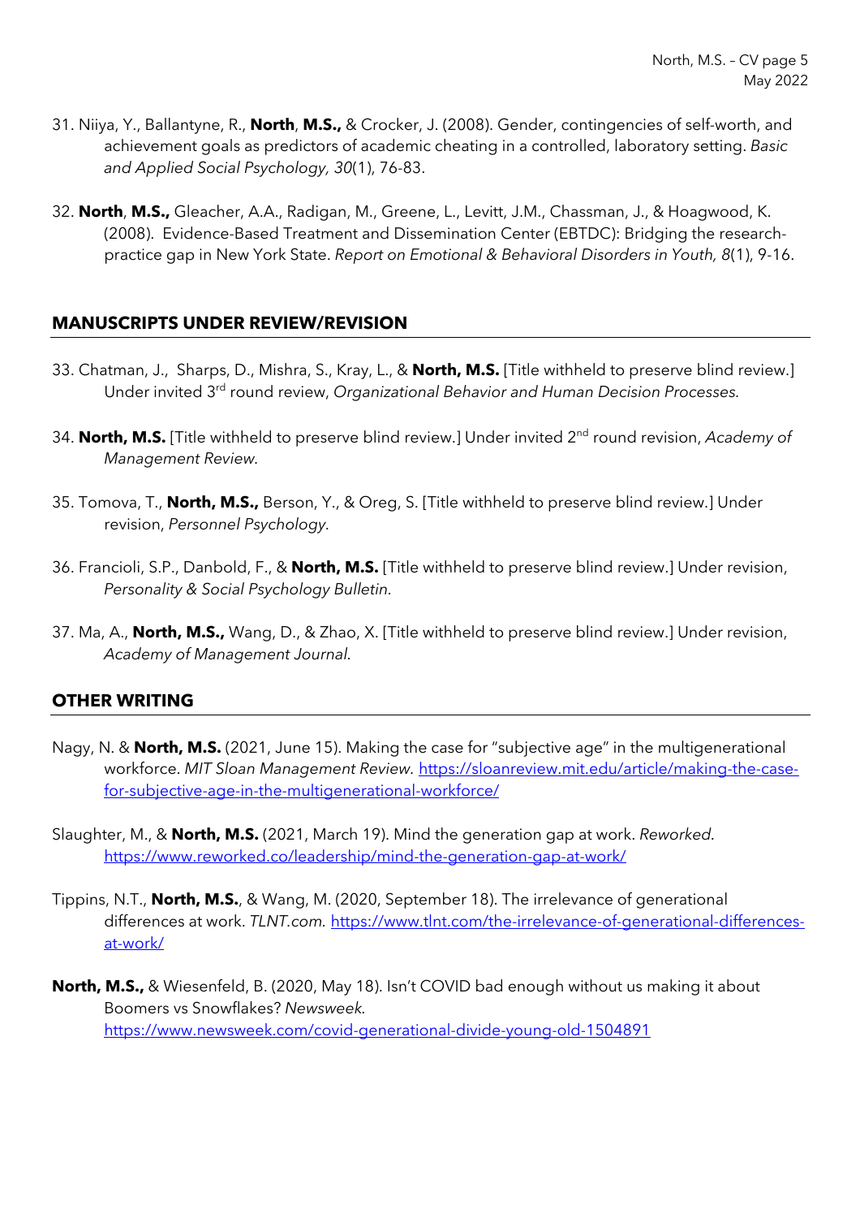31. Niiya, Y., Ballantyne, R., **North**, **M.S.,** & Crocker, J. (2008). Gender, contingencies of self-worth, and achievement goals as predictors of academic cheating in a controlled, laboratory setting. *Basic and Applied Social Psychology, 30*(1), 76-83.

32. **North**, **M.S.,** Gleacher, A.A., Radigan, M., Greene, L., Levitt, J.M., Chassman, J., & Hoagwood, K. (2008). Evidence-Based Treatment and Dissemination Center (EBTDC): Bridging the research-practice gap in New York State. *Report on Emotional & Behavioral Disorders in Youth, 8*(1), 9-16.

## MANUSCRIPTS UNDER REVIEW/REVISION

33. Chatman, J., Sharps, D., Mishra, S., Kray, L., & **North, M.S.** [Title withheld to preserve blind review.] Under invited 3rd round review, *Organizational Behavior and Human Decision Processes.*

34. **North, M.S.** [Title withheld to preserve blind review.] Under invited 2nd round revision, *Academy of Management Review*.

35. Tomova, T., **North, M.S.,** Berson, Y., & Oreg, S. [Title withheld to preserve blind review.] Under revision, *Personnel Psychology*.

36. Francioli, S.P., Danbold, F., & **North, M.S.** [Title withheld to preserve blind review.] Under revision, *Personality & Social Psychology Bulletin.*

37. Ma, A., **North, M.S.,** Wang, D., & Zhao, X. [Title withheld to preserve blind review.] Under revision, *Academy of Management Journal*.

## OTHER WRITING

Nagy, N. & **North, M.S.** (2021, June 15). Making the case for "subjective age" in the multigenerational workforce. *MIT Sloan Management Review.* https://sloanreview.mit.edu/article/making-the-case-for-subjective-age-in-the-multigenerational-workforce/

Slaughter, M., & **North, M.S.** (2021, March 19). Mind the generation gap at work. *Reworked.* https://www.reworked.co/leadership/mind-the-generation-gap-at-work/

Tippins, N.T., **North, M.S.**, & Wang, M. (2020, September 18). The irrelevance of generational differences at work. *TLNT.com.* https://www.tlnt.com/the-irrelevance-of-generational-differences-at-work/

**North, M.S.,** & Wiesenfeld, B. (2020, May 18). Isn't COVID bad enough without us making it about Boomers vs Snowflakes? *Newsweek.* https://www.newsweek.com/covid-generational-divide-young-old-1504891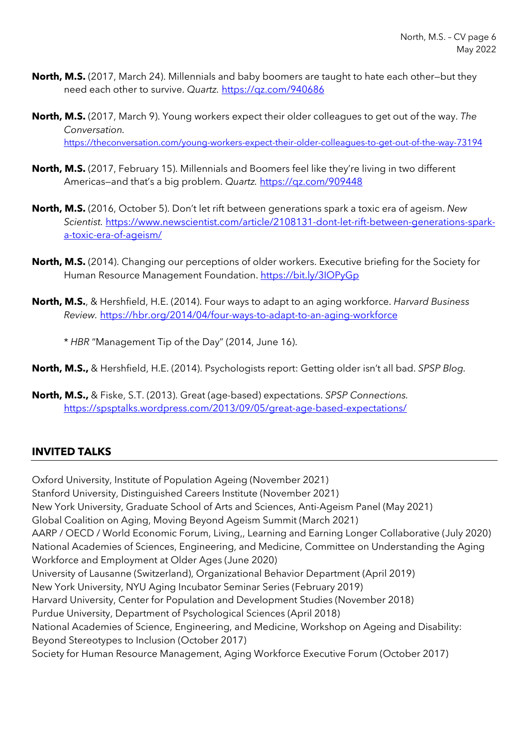**North, M.S.** (2017, March 24). Millennials and baby boomers are taught to hate each other—but they need each other to survive. *Quartz*. https://qz.com/940686

**North, M.S.** (2017, March 9). Young workers expect their older colleagues to get out of the way. *The Conversation*. https://theconversation.com/young-workers-expect-their-older-colleagues-to-get-out-of-the-way-73194

**North, M.S.** (2017, February 15). Millennials and Boomers feel like they're living in two different Americas—and that's a big problem. *Quartz*. https://qz.com/909448

**North, M.S.** (2016, October 5). Don't let rift between generations spark a toxic era of ageism. *New Scientist*. https://www.newscientist.com/article/2108131-dont-let-rift-between-generations-spark-a-toxic-era-of-ageism/

**North, M.S.** (2014). Changing our perceptions of older workers. Executive briefing for the Society for Human Resource Management Foundation. https://bit.ly/3lOPyGp

**North, M.S.**, & Hershfield, H.E. (2014). Four ways to adapt to an aging workforce. *Harvard Business Review*. https://hbr.org/2014/04/four-ways-to-adapt-to-an-aging-workforce

\* *HBR* "Management Tip of the Day" (2014, June 16).

**North, M.S.,** & Hershfield, H.E. (2014). Psychologists report: Getting older isn't all bad. *SPSP Blog*.

**North, M.S.,** & Fiske, S.T. (2013). Great (age-based) expectations. *SPSP Connections*. https://spsptalks.wordpress.com/2013/09/05/great-age-based-expectations/

## INVITED TALKS

Oxford University, Institute of Population Ageing (November 2021)
Stanford University, Distinguished Careers Institute (November 2021)
New York University, Graduate School of Arts and Sciences, Anti-Ageism Panel (May 2021)
Global Coalition on Aging, Moving Beyond Ageism Summit (March 2021)
AARP / OECD / World Economic Forum, Living,, Learning and Earning Longer Collaborative (July 2020)
National Academies of Sciences, Engineering, and Medicine, Committee on Understanding the Aging Workforce and Employment at Older Ages (June 2020)
University of Lausanne (Switzerland), Organizational Behavior Department (April 2019)
New York University, NYU Aging Incubator Seminar Series (February 2019)
Harvard University, Center for Population and Development Studies (November 2018)
Purdue University, Department of Psychological Sciences (April 2018)
National Academies of Science, Engineering, and Medicine, Workshop on Ageing and Disability: Beyond Stereotypes to Inclusion (October 2017)
Society for Human Resource Management, Aging Workforce Executive Forum (October 2017)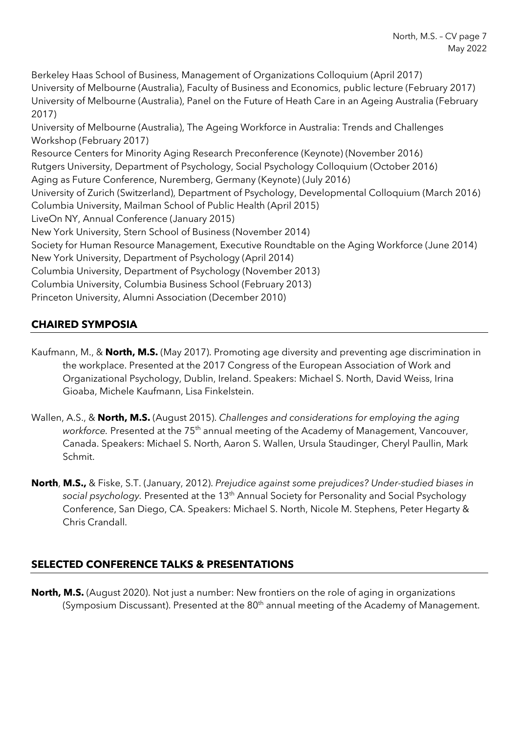Berkeley Haas School of Business, Management of Organizations Colloquium (April 2017)
University of Melbourne (Australia), Faculty of Business and Economics, public lecture (February 2017)
University of Melbourne (Australia), Panel on the Future of Heath Care in an Ageing Australia (February 2017)
University of Melbourne (Australia), The Ageing Workforce in Australia: Trends and Challenges Workshop (February 2017)
Resource Centers for Minority Aging Research Preconference (Keynote) (November 2016)
Rutgers University, Department of Psychology, Social Psychology Colloquium (October 2016)
Aging as Future Conference, Nuremberg, Germany (Keynote) (July 2016)
University of Zurich (Switzerland), Department of Psychology, Developmental Colloquium (March 2016)
Columbia University, Mailman School of Public Health (April 2015)
LiveOn NY, Annual Conference (January 2015)
New York University, Stern School of Business (November 2014)
Society for Human Resource Management, Executive Roundtable on the Aging Workforce (June 2014)
New York University, Department of Psychology (April 2014)
Columbia University, Department of Psychology (November 2013)
Columbia University, Columbia Business School (February 2013)
Princeton University, Alumni Association (December 2010)

## CHAIRED SYMPOSIA

Kaufmann, M., & **North, M.S.** (May 2017). Promoting age diversity and preventing age discrimination in the workplace. Presented at the 2017 Congress of the European Association of Work and Organizational Psychology, Dublin, Ireland. Speakers: Michael S. North, David Weiss, Irina Gioaba, Michele Kaufmann, Lisa Finkelstein.

Wallen, A.S., & **North, M.S.** (August 2015). *Challenges and considerations for employing the aging workforce.* Presented at the 75th annual meeting of the Academy of Management, Vancouver, Canada. Speakers: Michael S. North, Aaron S. Wallen, Ursula Staudinger, Cheryl Paullin, Mark Schmit.

**North**, **M.S.,** & Fiske, S.T. (January, 2012). *Prejudice against some prejudices? Under-studied biases in social psychology.* Presented at the 13th Annual Society for Personality and Social Psychology Conference, San Diego, CA. Speakers: Michael S. North, Nicole M. Stephens, Peter Hegarty & Chris Crandall.

## SELECTED CONFERENCE TALKS & PRESENTATIONS

**North, M.S.** (August 2020). Not just a number: New frontiers on the role of aging in organizations (Symposium Discussant). Presented at the 80th annual meeting of the Academy of Management.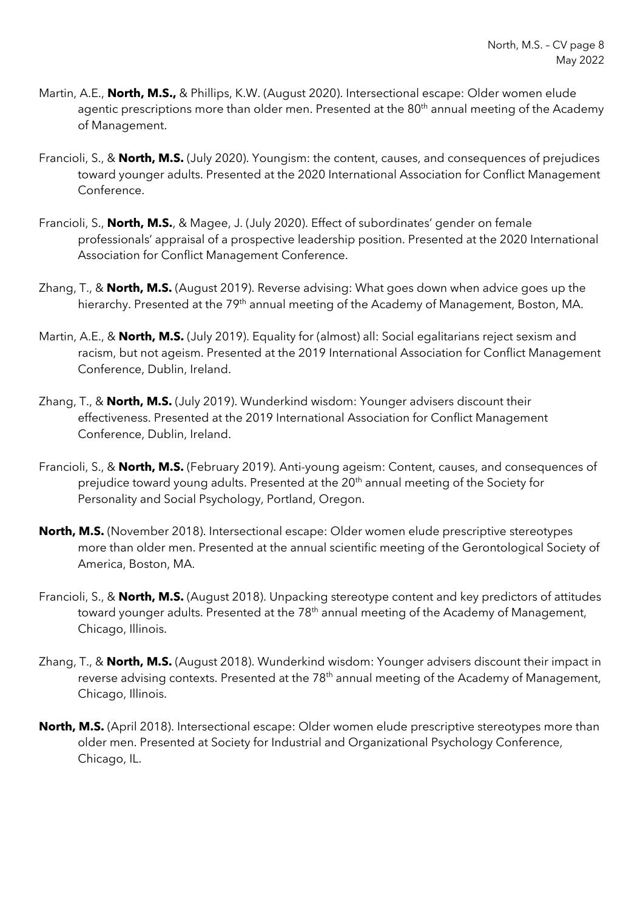Martin, A.E., **North, M.S.,** & Phillips, K.W. (August 2020). Intersectional escape: Older women elude agentic prescriptions more than older men. Presented at the 80th annual meeting of the Academy of Management.

Francioli, S., & **North, M.S.** (July 2020). Youngism: the content, causes, and consequences of prejudices toward younger adults. Presented at the 2020 International Association for Conflict Management Conference.

Francioli, S., **North, M.S.**, & Magee, J. (July 2020). Effect of subordinates' gender on female professionals' appraisal of a prospective leadership position. Presented at the 2020 International Association for Conflict Management Conference.

Zhang, T., & **North, M.S.** (August 2019). Reverse advising: What goes down when advice goes up the hierarchy. Presented at the 79th annual meeting of the Academy of Management, Boston, MA.

Martin, A.E., & **North, M.S.** (July 2019). Equality for (almost) all: Social egalitarians reject sexism and racism, but not ageism. Presented at the 2019 International Association for Conflict Management Conference, Dublin, Ireland.

Zhang, T., & **North, M.S.** (July 2019). Wunderkind wisdom: Younger advisers discount their effectiveness. Presented at the 2019 International Association for Conflict Management Conference, Dublin, Ireland.

Francioli, S., & **North, M.S.** (February 2019). Anti-young ageism: Content, causes, and consequences of prejudice toward young adults. Presented at the 20th annual meeting of the Society for Personality and Social Psychology, Portland, Oregon.

**North, M.S.** (November 2018). Intersectional escape: Older women elude prescriptive stereotypes more than older men. Presented at the annual scientific meeting of the Gerontological Society of America, Boston, MA.

Francioli, S., & **North, M.S.** (August 2018). Unpacking stereotype content and key predictors of attitudes toward younger adults. Presented at the 78th annual meeting of the Academy of Management, Chicago, Illinois.

Zhang, T., & **North, M.S.** (August 2018). Wunderkind wisdom: Younger advisers discount their impact in reverse advising contexts. Presented at the 78th annual meeting of the Academy of Management, Chicago, Illinois.

**North, M.S.** (April 2018). Intersectional escape: Older women elude prescriptive stereotypes more than older men. Presented at Society for Industrial and Organizational Psychology Conference, Chicago, IL.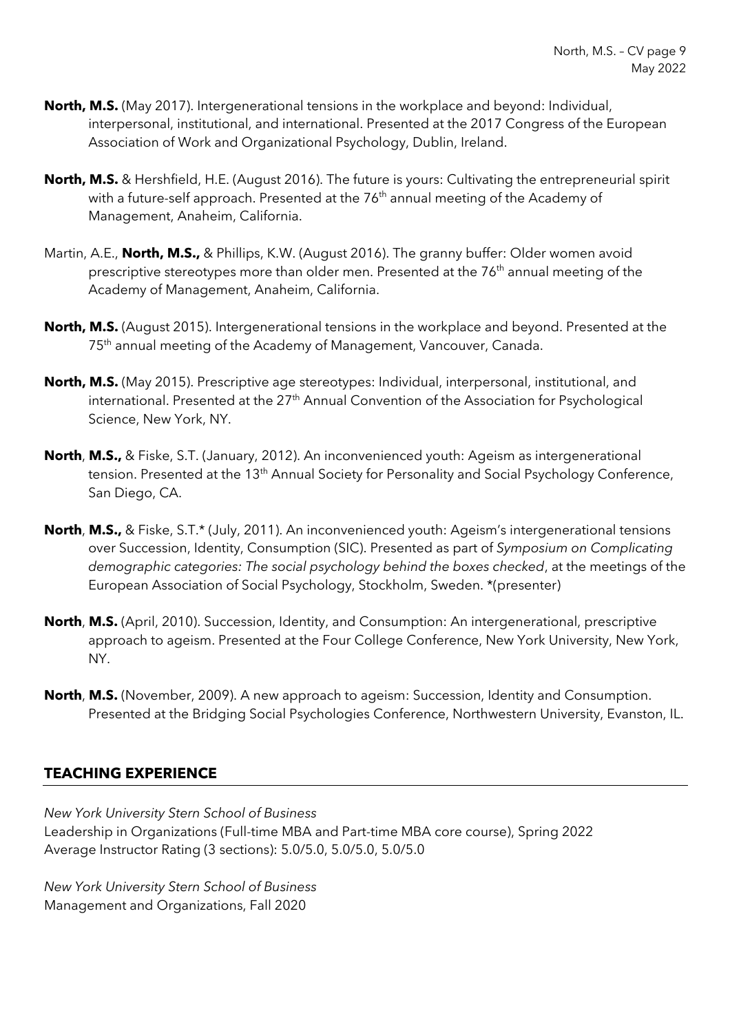**North, M.S.** (May 2017). Intergenerational tensions in the workplace and beyond: Individual, interpersonal, institutional, and international. Presented at the 2017 Congress of the European Association of Work and Organizational Psychology, Dublin, Ireland.

**North, M.S.** & Hershfield, H.E. (August 2016). The future is yours: Cultivating the entrepreneurial spirit with a future-self approach. Presented at the 76th annual meeting of the Academy of Management, Anaheim, California.

Martin, A.E., **North, M.S.,** & Phillips, K.W. (August 2016). The granny buffer: Older women avoid prescriptive stereotypes more than older men. Presented at the 76th annual meeting of the Academy of Management, Anaheim, California.

**North, M.S.** (August 2015). Intergenerational tensions in the workplace and beyond. Presented at the 75th annual meeting of the Academy of Management, Vancouver, Canada.

**North, M.S.** (May 2015). Prescriptive age stereotypes: Individual, interpersonal, institutional, and international. Presented at the 27th Annual Convention of the Association for Psychological Science, New York, NY.

**North**, **M.S.,** & Fiske, S.T. (January, 2012). An inconvenienced youth: Ageism as intergenerational tension. Presented at the 13th Annual Society for Personality and Social Psychology Conference, San Diego, CA.

**North**, **M.S.,** & Fiske, S.T.* (July, 2011). An inconvenienced youth: Ageism's intergenerational tensions over Succession, Identity, Consumption (SIC). Presented as part of *Symposium on Complicating demographic categories: The social psychology behind the boxes checked*, at the meetings of the European Association of Social Psychology, Stockholm, Sweden. *(presenter)

**North**, **M.S.** (April, 2010). Succession, Identity, and Consumption: An intergenerational, prescriptive approach to ageism. Presented at the Four College Conference, New York University, New York, NY.

**North**, **M.S.** (November, 2009). A new approach to ageism: Succession, Identity and Consumption. Presented at the Bridging Social Psychologies Conference, Northwestern University, Evanston, IL.

## TEACHING EXPERIENCE

*New York University Stern School of Business*
Leadership in Organizations (Full-time MBA and Part-time MBA core course), Spring 2022
Average Instructor Rating (3 sections): 5.0/5.0, 5.0/5.0, 5.0/5.0

*New York University Stern School of Business*
Management and Organizations, Fall 2020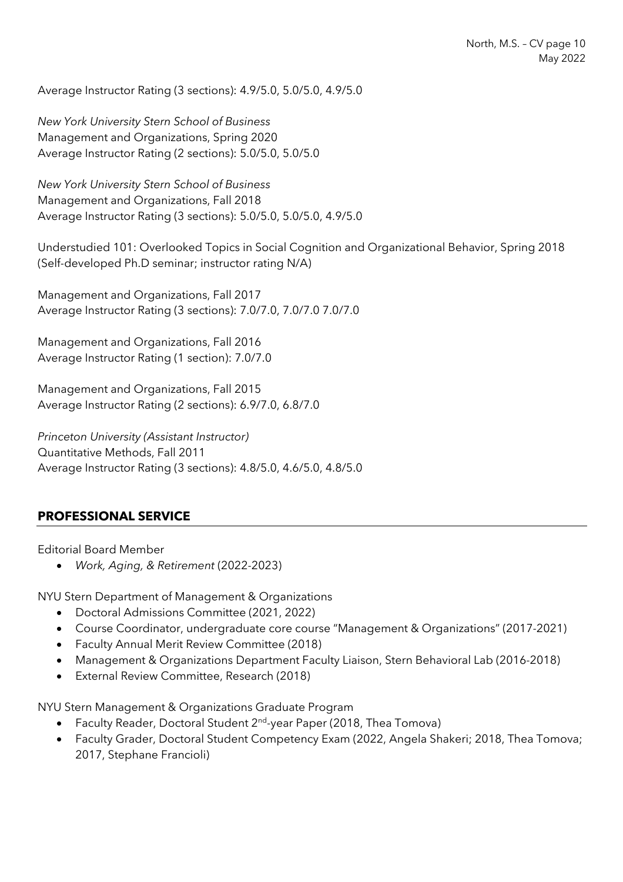Average Instructor Rating (3 sections): 4.9/5.0, 5.0/5.0, 4.9/5.0

*New York University Stern School of Business*
Management and Organizations, Spring 2020
Average Instructor Rating (2 sections): 5.0/5.0, 5.0/5.0

*New York University Stern School of Business*
Management and Organizations, Fall 2018
Average Instructor Rating (3 sections): 5.0/5.0, 5.0/5.0, 4.9/5.0

Understudied 101: Overlooked Topics in Social Cognition and Organizational Behavior, Spring 2018
(Self-developed Ph.D seminar; instructor rating N/A)

Management and Organizations, Fall 2017
Average Instructor Rating (3 sections): 7.0/7.0, 7.0/7.0 7.0/7.0

Management and Organizations, Fall 2016
Average Instructor Rating (1 section): 7.0/7.0

Management and Organizations, Fall 2015
Average Instructor Rating (2 sections): 6.9/7.0, 6.8/7.0

*Princeton University (Assistant Instructor)*
Quantitative Methods, Fall 2011
Average Instructor Rating (3 sections): 4.8/5.0, 4.6/5.0, 4.8/5.0

## PROFESSIONAL SERVICE

Editorial Board Member

- *Work, Aging, & Retirement* (2022-2023)

NYU Stern Department of Management & Organizations

- Doctoral Admissions Committee (2021, 2022)
- Course Coordinator, undergraduate core course "Management & Organizations" (2017-2021)
- Faculty Annual Merit Review Committee (2018)
- Management & Organizations Department Faculty Liaison, Stern Behavioral Lab (2016-2018)
- External Review Committee, Research (2018)

NYU Stern Management & Organizations Graduate Program

- Faculty Reader, Doctoral Student 2nd-year Paper (2018, Thea Tomova)
- Faculty Grader, Doctoral Student Competency Exam (2022, Angela Shakeri; 2018, Thea Tomova; 2017, Stephane Francioli)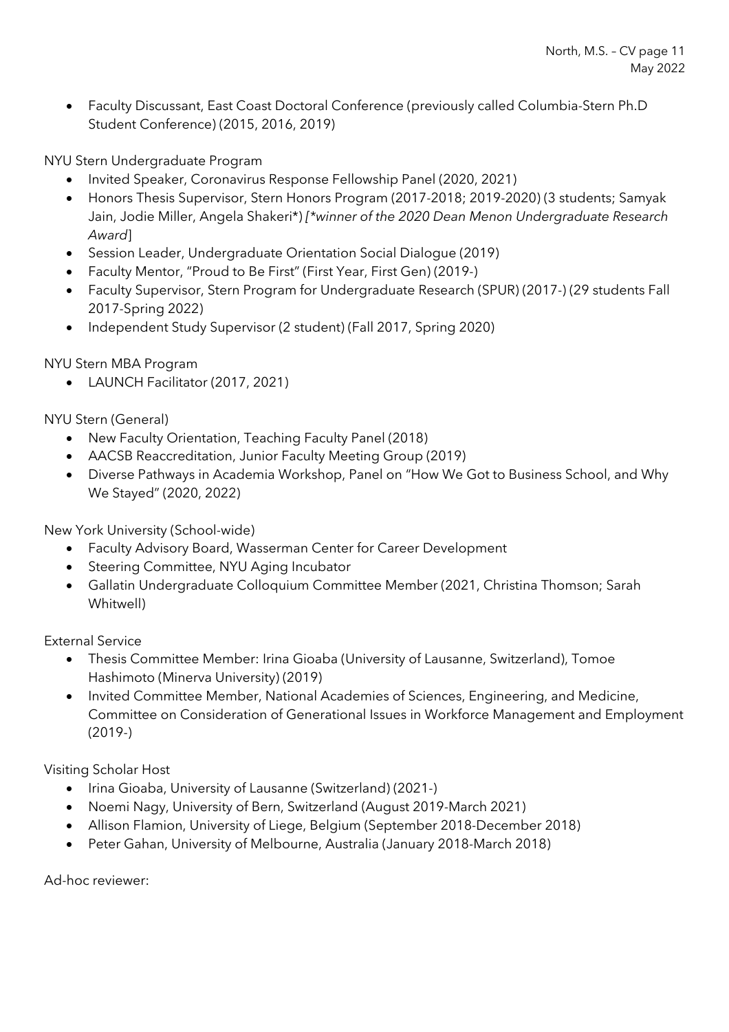- Faculty Discussant, East Coast Doctoral Conference (previously called Columbia-Stern Ph.D Student Conference) (2015, 2016, 2019)

NYU Stern Undergraduate Program

- Invited Speaker, Coronavirus Response Fellowship Panel (2020, 2021)
- Honors Thesis Supervisor, Stern Honors Program (2017-2018; 2019-2020) (3 students; Samyak Jain, Jodie Miller, Angela Shakeri*) *[*winner of the 2020 Dean Menon Undergraduate Research Award*]
- Session Leader, Undergraduate Orientation Social Dialogue (2019)
- Faculty Mentor, "Proud to Be First" (First Year, First Gen) (2019-)
- Faculty Supervisor, Stern Program for Undergraduate Research (SPUR) (2017-) (29 students Fall 2017-Spring 2022)
- Independent Study Supervisor (2 student) (Fall 2017, Spring 2020)

NYU Stern MBA Program

- LAUNCH Facilitator (2017, 2021)

NYU Stern (General)

- New Faculty Orientation, Teaching Faculty Panel (2018)
- AACSB Reaccreditation, Junior Faculty Meeting Group (2019)
- Diverse Pathways in Academia Workshop, Panel on "How We Got to Business School, and Why We Stayed" (2020, 2022)

New York University (School-wide)

- Faculty Advisory Board, Wasserman Center for Career Development
- Steering Committee, NYU Aging Incubator
- Gallatin Undergraduate Colloquium Committee Member (2021, Christina Thomson; Sarah Whitwell)

External Service

- Thesis Committee Member: Irina Gioaba (University of Lausanne, Switzerland), Tomoe Hashimoto (Minerva University) (2019)
- Invited Committee Member, National Academies of Sciences, Engineering, and Medicine, Committee on Consideration of Generational Issues in Workforce Management and Employment (2019-)

Visiting Scholar Host

- Irina Gioaba, University of Lausanne (Switzerland) (2021-)
- Noemi Nagy, University of Bern, Switzerland (August 2019-March 2021)
- Allison Flamion, University of Liege, Belgium (September 2018-December 2018)
- Peter Gahan, University of Melbourne, Australia (January 2018-March 2018)

Ad-hoc reviewer: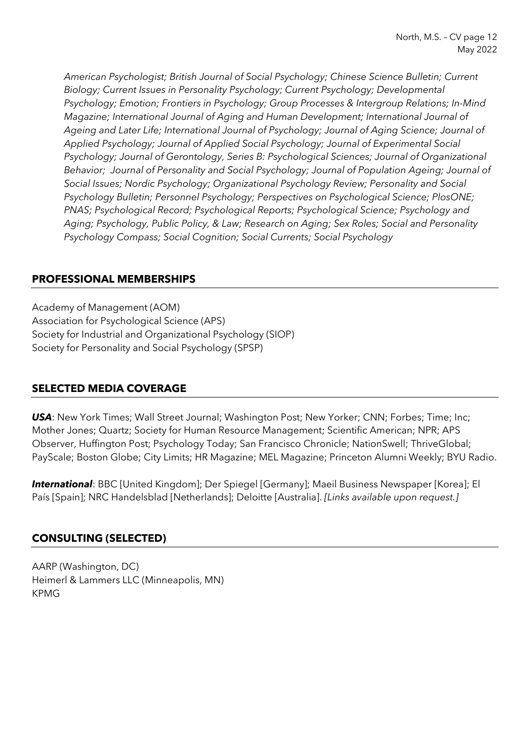*American Psychologist; British Journal of Social Psychology; Chinese Science Bulletin; Current Biology; Current Issues in Personality Psychology; Current Psychology; Developmental Psychology; Emotion; Frontiers in Psychology; Group Processes & Intergroup Relations; In-Mind Magazine; International Journal of Aging and Human Development; International Journal of Ageing and Later Life; International Journal of Psychology; Journal of Aging Science; Journal of Applied Psychology; Journal of Applied Social Psychology; Journal of Experimental Social Psychology; Journal of Gerontology, Series B: Psychological Sciences; Journal of Organizational Behavior; Journal of Personality and Social Psychology; Journal of Population Ageing; Journal of Social Issues; Nordic Psychology; Organizational Psychology Review; Personality and Social Psychology Bulletin; Personnel Psychology; Perspectives on Psychological Science; PlosONE; PNAS; Psychological Record; Psychological Reports; Psychological Science; Psychology and Aging; Psychology, Public Policy, & Law; Research on Aging; Sex Roles; Social and Personality Psychology Compass; Social Cognition; Social Currents; Social Psychology*

## PROFESSIONAL MEMBERSHIPS

Academy of Management (AOM)
Association for Psychological Science (APS)
Society for Industrial and Organizational Psychology (SIOP)
Society for Personality and Social Psychology (SPSP)

## SELECTED MEDIA COVERAGE

***USA***: New York Times; Wall Street Journal; Washington Post; New Yorker; CNN; Forbes; Time; Inc; Mother Jones; Quartz; Society for Human Resource Management; Scientific American; NPR; APS Observer, Huffington Post; Psychology Today; San Francisco Chronicle; NationSwell; ThriveGlobal; PayScale; Boston Globe; City Limits; HR Magazine; MEL Magazine; Princeton Alumni Weekly; BYU Radio.

***International***: BBC [United Kingdom]; Der Spiegel [Germany]; Maeil Business Newspaper [Korea]; El País [Spain]; NRC Handelsblad [Netherlands]; Deloitte [Australia]. *[Links available upon request.]*

## CONSULTING (SELECTED)

AARP (Washington, DC)
Heimerl & Lammers LLC (Minneapolis, MN)
KPMG